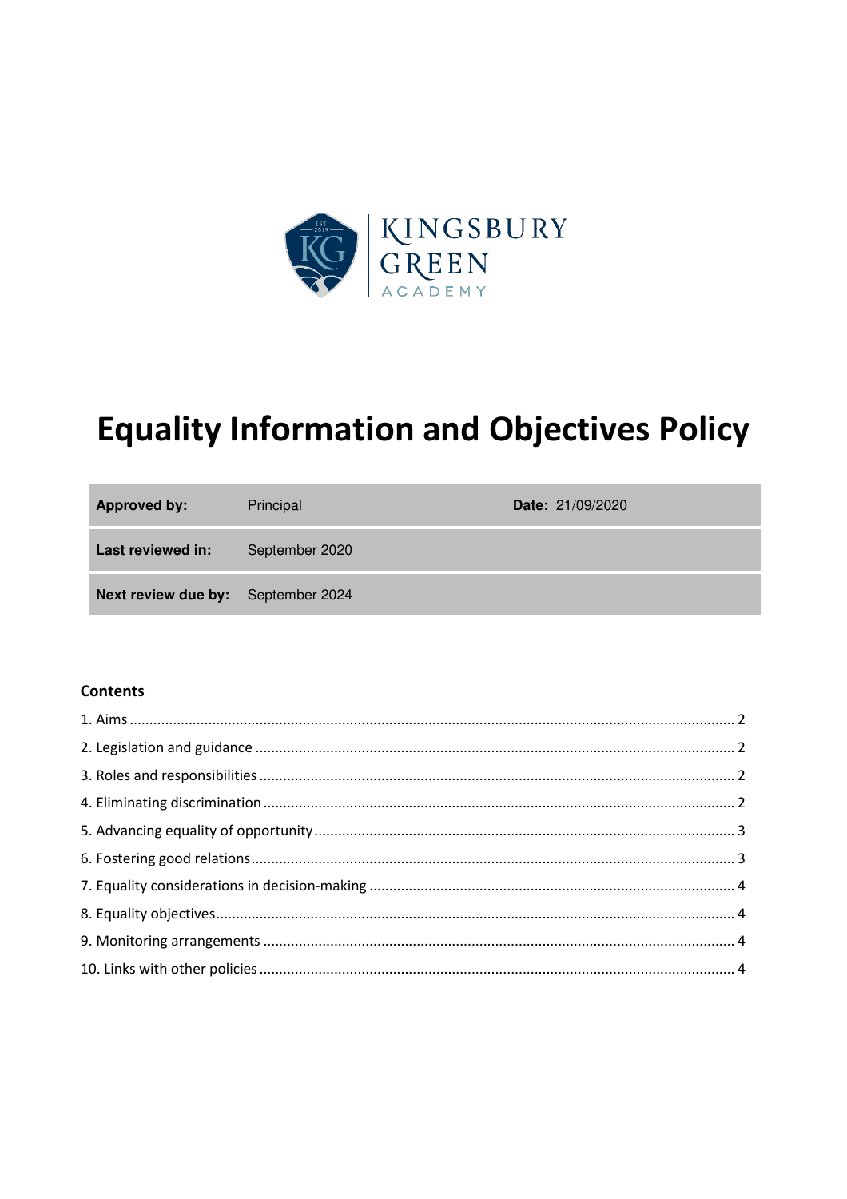# Equality Information and Objectives Policy

| Approved by: | Principal | Date: 21/09/2020 |
|---|---|---|
| Last reviewed in: | September 2020 | |
| Next review due by: | September 2024 | |

**Contents**

1. Aims .......... 2
2. Legislation and guidance .......... 2
3. Roles and responsibilities .......... 2
4. Eliminating discrimination .......... 2
5. Advancing equality of opportunity .......... 3
6. Fostering good relations .......... 3
7. Equality considerations in decision-making .......... 4
8. Equality objectives .......... 4
9. Monitoring arrangements .......... 4
10. Links with other policies .......... 4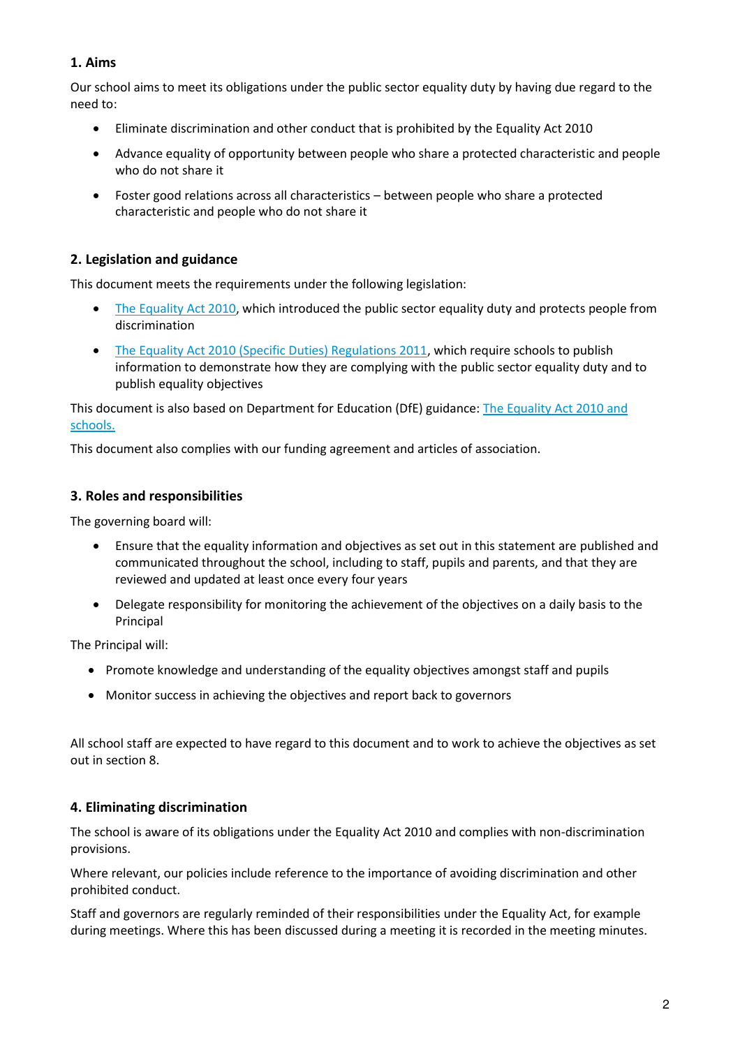## 1. Aims

Our school aims to meet its obligations under the public sector equality duty by having due regard to the need to:

- Eliminate discrimination and other conduct that is prohibited by the Equality Act 2010
- Advance equality of opportunity between people who share a protected characteristic and people who do not share it
- Foster good relations across all characteristics – between people who share a protected characteristic and people who do not share it

## 2. Legislation and guidance

This document meets the requirements under the following legislation:

- The Equality Act 2010, which introduced the public sector equality duty and protects people from discrimination
- The Equality Act 2010 (Specific Duties) Regulations 2011, which require schools to publish information to demonstrate how they are complying with the public sector equality duty and to publish equality objectives

This document is also based on Department for Education (DfE) guidance: The Equality Act 2010 and schools.

This document also complies with our funding agreement and articles of association.

## 3. Roles and responsibilities

The governing board will:

- Ensure that the equality information and objectives as set out in this statement are published and communicated throughout the school, including to staff, pupils and parents, and that they are reviewed and updated at least once every four years
- Delegate responsibility for monitoring the achievement of the objectives on a daily basis to the Principal

The Principal will:

- Promote knowledge and understanding of the equality objectives amongst staff and pupils
- Monitor success in achieving the objectives and report back to governors

All school staff are expected to have regard to this document and to work to achieve the objectives as set out in section 8.

## 4. Eliminating discrimination

The school is aware of its obligations under the Equality Act 2010 and complies with non-discrimination provisions.

Where relevant, our policies include reference to the importance of avoiding discrimination and other prohibited conduct.

Staff and governors are regularly reminded of their responsibilities under the Equality Act, for example during meetings. Where this has been discussed during a meeting it is recorded in the meeting minutes.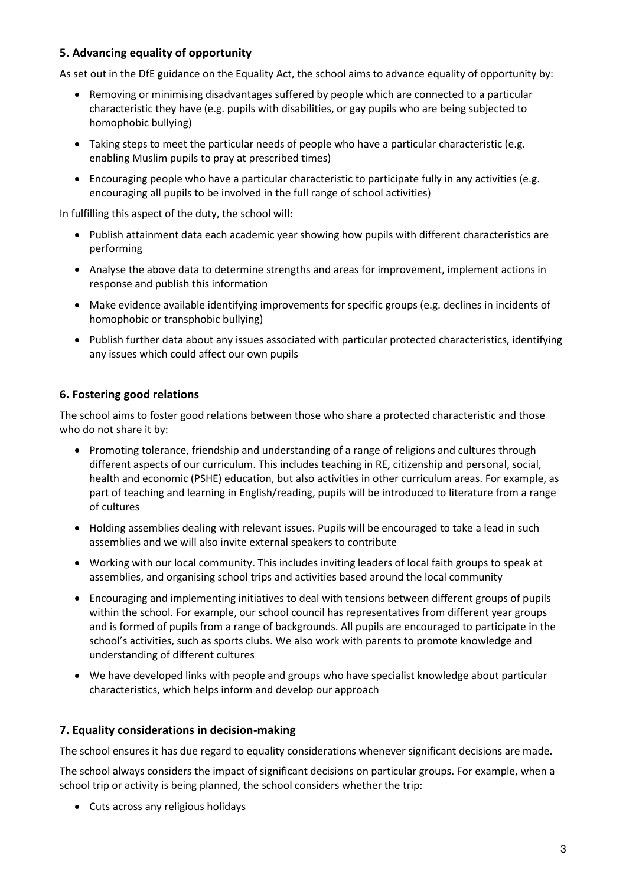## 5. Advancing equality of opportunity

As set out in the DfE guidance on the Equality Act, the school aims to advance equality of opportunity by:

- Removing or minimising disadvantages suffered by people which are connected to a particular characteristic they have (e.g. pupils with disabilities, or gay pupils who are being subjected to homophobic bullying)
- Taking steps to meet the particular needs of people who have a particular characteristic (e.g. enabling Muslim pupils to pray at prescribed times)
- Encouraging people who have a particular characteristic to participate fully in any activities (e.g. encouraging all pupils to be involved in the full range of school activities)

In fulfilling this aspect of the duty, the school will:

- Publish attainment data each academic year showing how pupils with different characteristics are performing
- Analyse the above data to determine strengths and areas for improvement, implement actions in response and publish this information
- Make evidence available identifying improvements for specific groups (e.g. declines in incidents of homophobic or transphobic bullying)
- Publish further data about any issues associated with particular protected characteristics, identifying any issues which could affect our own pupils

## 6. Fostering good relations

The school aims to foster good relations between those who share a protected characteristic and those who do not share it by:

- Promoting tolerance, friendship and understanding of a range of religions and cultures through different aspects of our curriculum. This includes teaching in RE, citizenship and personal, social, health and economic (PSHE) education, but also activities in other curriculum areas. For example, as part of teaching and learning in English/reading, pupils will be introduced to literature from a range of cultures
- Holding assemblies dealing with relevant issues. Pupils will be encouraged to take a lead in such assemblies and we will also invite external speakers to contribute
- Working with our local community. This includes inviting leaders of local faith groups to speak at assemblies, and organising school trips and activities based around the local community
- Encouraging and implementing initiatives to deal with tensions between different groups of pupils within the school. For example, our school council has representatives from different year groups and is formed of pupils from a range of backgrounds. All pupils are encouraged to participate in the school's activities, such as sports clubs. We also work with parents to promote knowledge and understanding of different cultures
- We have developed links with people and groups who have specialist knowledge about particular characteristics, which helps inform and develop our approach

## 7. Equality considerations in decision-making

The school ensures it has due regard to equality considerations whenever significant decisions are made.

The school always considers the impact of significant decisions on particular groups. For example, when a school trip or activity is being planned, the school considers whether the trip:

- Cuts across any religious holidays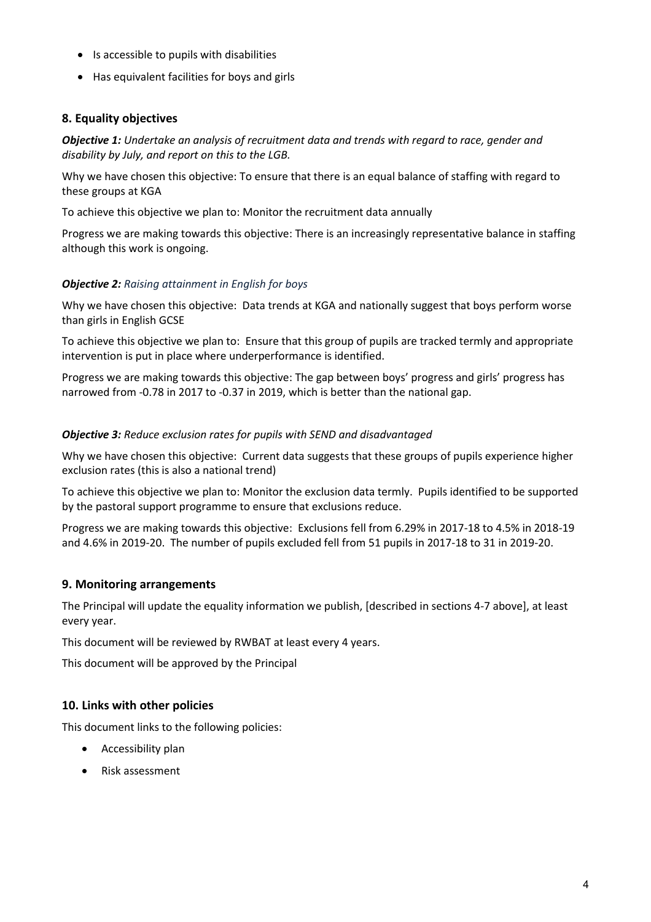- Is accessible to pupils with disabilities
- Has equivalent facilities for boys and girls

## 8. Equality objectives

***Objective 1:*** *Undertake an analysis of recruitment data and trends with regard to race, gender and disability by July, and report on this to the LGB.*

Why we have chosen this objective: To ensure that there is an equal balance of staffing with regard to these groups at KGA

To achieve this objective we plan to: Monitor the recruitment data annually

Progress we are making towards this objective: There is an increasingly representative balance in staffing although this work is ongoing.

***Objective 2:*** *Raising attainment in English for boys*

Why we have chosen this objective: Data trends at KGA and nationally suggest that boys perform worse than girls in English GCSE

To achieve this objective we plan to: Ensure that this group of pupils are tracked termly and appropriate intervention is put in place where underperformance is identified.

Progress we are making towards this objective: The gap between boys' progress and girls' progress has narrowed from -0.78 in 2017 to -0.37 in 2019, which is better than the national gap.

***Objective 3:*** *Reduce exclusion rates for pupils with SEND and disadvantaged*

Why we have chosen this objective: Current data suggests that these groups of pupils experience higher exclusion rates (this is also a national trend)

To achieve this objective we plan to: Monitor the exclusion data termly. Pupils identified to be supported by the pastoral support programme to ensure that exclusions reduce.

Progress we are making towards this objective: Exclusions fell from 6.29% in 2017-18 to 4.5% in 2018-19 and 4.6% in 2019-20. The number of pupils excluded fell from 51 pupils in 2017-18 to 31 in 2019-20.

## 9. Monitoring arrangements

The Principal will update the equality information we publish, [described in sections 4-7 above], at least every year.

This document will be reviewed by RWBAT at least every 4 years.

This document will be approved by the Principal

## 10. Links with other policies

This document links to the following policies:

- Accessibility plan
- Risk assessment